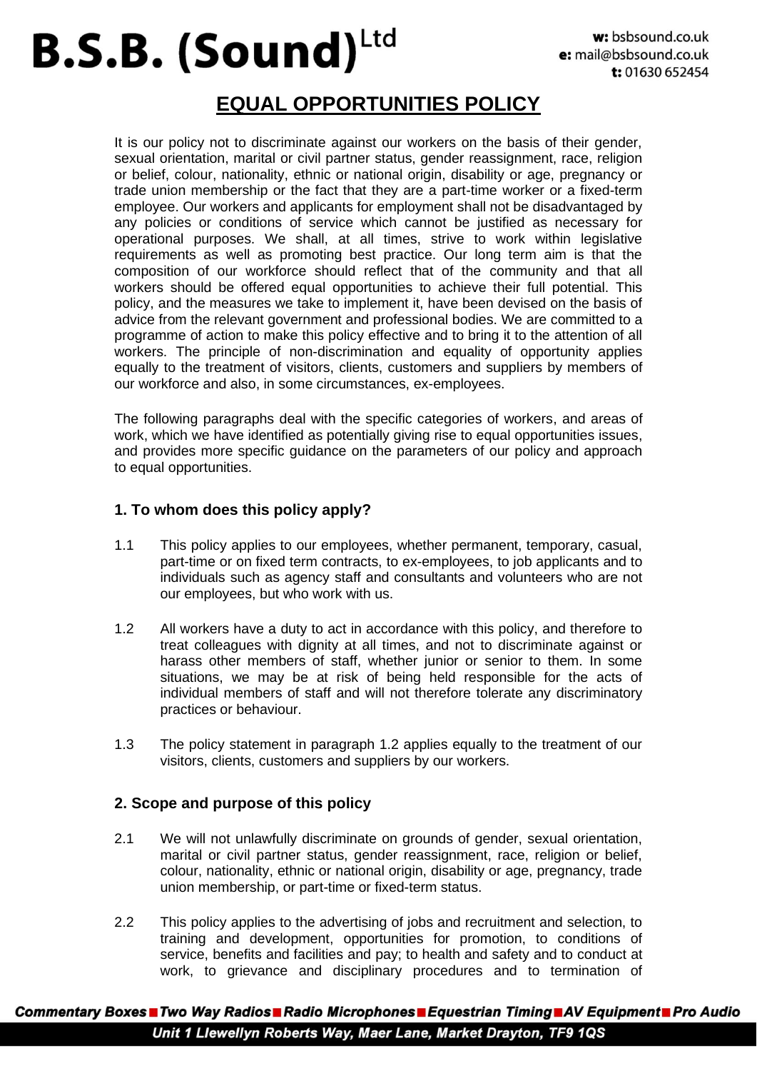# B.S.B. (Sound) Ltd

**w:** bsbsound.co.uk
**e:** mail@bsbsound.co.uk
**t:** 01630 652454

## EQUAL OPPORTUNITIES POLICY

It is our policy not to discriminate against our workers on the basis of their gender, sexual orientation, marital or civil partner status, gender reassignment, race, religion or belief, colour, nationality, ethnic or national origin, disability or age, pregnancy or trade union membership or the fact that they are a part-time worker or a fixed-term employee. Our workers and applicants for employment shall not be disadvantaged by any policies or conditions of service which cannot be justified as necessary for operational purposes. We shall, at all times, strive to work within legislative requirements as well as promoting best practice. Our long term aim is that the composition of our workforce should reflect that of the community and that all workers should be offered equal opportunities to achieve their full potential. This policy, and the measures we take to implement it, have been devised on the basis of advice from the relevant government and professional bodies. We are committed to a programme of action to make this policy effective and to bring it to the attention of all workers. The principle of non-discrimination and equality of opportunity applies equally to the treatment of visitors, clients, customers and suppliers by members of our workforce and also, in some circumstances, ex-employees.

The following paragraphs deal with the specific categories of workers, and areas of work, which we have identified as potentially giving rise to equal opportunities issues, and provides more specific guidance on the parameters of our policy and approach to equal opportunities.

### 1. To whom does this policy apply?

1.1 This policy applies to our employees, whether permanent, temporary, casual, part-time or on fixed term contracts, to ex-employees, to job applicants and to individuals such as agency staff and consultants and volunteers who are not our employees, but who work with us.

1.2 All workers have a duty to act in accordance with this policy, and therefore to treat colleagues with dignity at all times, and not to discriminate against or harass other members of staff, whether junior or senior to them. In some situations, we may be at risk of being held responsible for the acts of individual members of staff and will not therefore tolerate any discriminatory practices or behaviour.

1.3 The policy statement in paragraph 1.2 applies equally to the treatment of our visitors, clients, customers and suppliers by our workers.

### 2. Scope and purpose of this policy

2.1 We will not unlawfully discriminate on grounds of gender, sexual orientation, marital or civil partner status, gender reassignment, race, religion or belief, colour, nationality, ethnic or national origin, disability or age, pregnancy, trade union membership, or part-time or fixed-term status.

2.2 This policy applies to the advertising of jobs and recruitment and selection, to training and development, opportunities for promotion, to conditions of service, benefits and facilities and pay; to health and safety and to conduct at work, to grievance and disciplinary procedures and to termination of

**Commentary Boxes ■ Two Way Radios ■ Radio Microphones ■ Equestrian Timing ■ AV Equipment ■ Pro Audio**

**Unit 1 Llewellyn Roberts Way, Maer Lane, Market Drayton, TF9 1QS**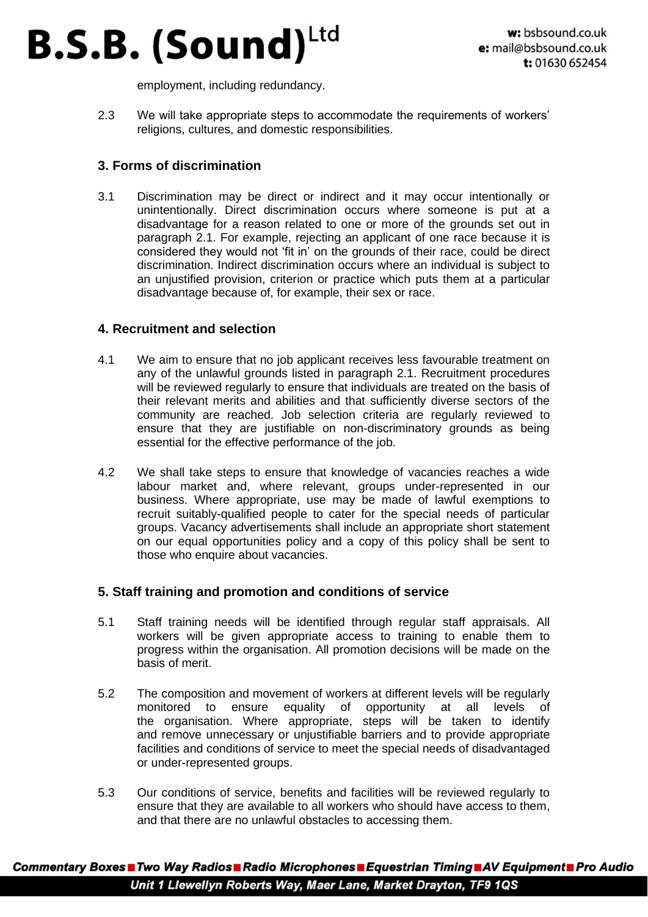employment, including redundancy.

2.3 We will take appropriate steps to accommodate the requirements of workers' religions, cultures, and domestic responsibilities.

## 3. Forms of discrimination

3.1 Discrimination may be direct or indirect and it may occur intentionally or unintentionally. Direct discrimination occurs where someone is put at a disadvantage for a reason related to one or more of the grounds set out in paragraph 2.1. For example, rejecting an applicant of one race because it is considered they would not 'fit in' on the grounds of their race, could be direct discrimination. Indirect discrimination occurs where an individual is subject to an unjustified provision, criterion or practice which puts them at a particular disadvantage because of, for example, their sex or race.

## 4. Recruitment and selection

4.1 We aim to ensure that no job applicant receives less favourable treatment on any of the unlawful grounds listed in paragraph 2.1. Recruitment procedures will be reviewed regularly to ensure that individuals are treated on the basis of their relevant merits and abilities and that sufficiently diverse sectors of the community are reached. Job selection criteria are regularly reviewed to ensure that they are justifiable on non-discriminatory grounds as being essential for the effective performance of the job.

4.2 We shall take steps to ensure that knowledge of vacancies reaches a wide labour market and, where relevant, groups under-represented in our business. Where appropriate, use may be made of lawful exemptions to recruit suitably-qualified people to cater for the special needs of particular groups. Vacancy advertisements shall include an appropriate short statement on our equal opportunities policy and a copy of this policy shall be sent to those who enquire about vacancies.

## 5. Staff training and promotion and conditions of service

5.1 Staff training needs will be identified through regular staff appraisals. All workers will be given appropriate access to training to enable them to progress within the organisation. All promotion decisions will be made on the basis of merit.

5.2 The composition and movement of workers at different levels will be regularly monitored to ensure equality of opportunity at all levels of the organisation. Where appropriate, steps will be taken to identify and remove unnecessary or unjustifiable barriers and to provide appropriate facilities and conditions of service to meet the special needs of disadvantaged or under-represented groups.

5.3 Our conditions of service, benefits and facilities will be reviewed regularly to ensure that they are available to all workers who should have access to them, and that there are no unlawful obstacles to accessing them.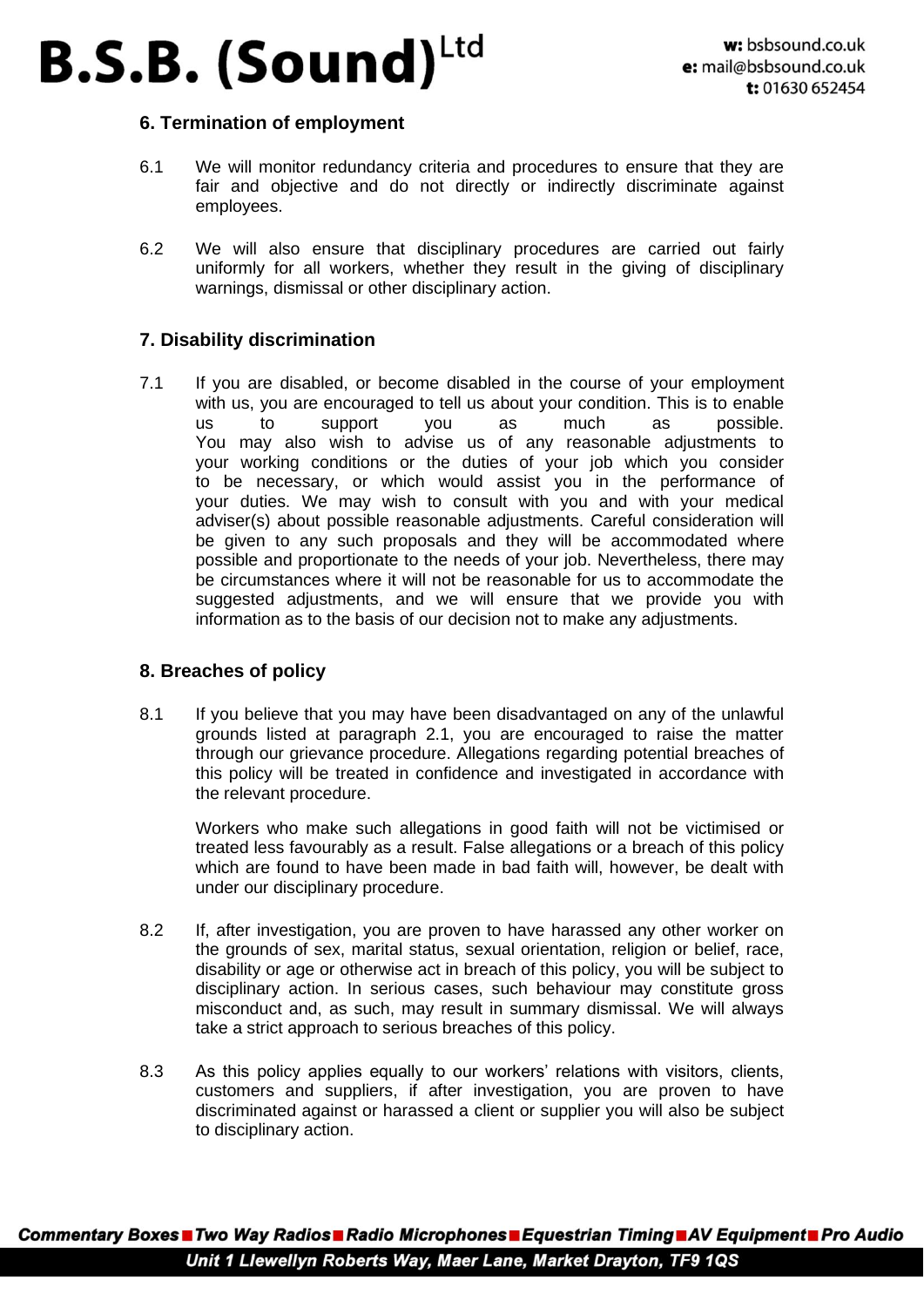## 6. Termination of employment

6.1 We will monitor redundancy criteria and procedures to ensure that they are fair and objective and do not directly or indirectly discriminate against employees.

6.2 We will also ensure that disciplinary procedures are carried out fairly uniformly for all workers, whether they result in the giving of disciplinary warnings, dismissal or other disciplinary action.

## 7. Disability discrimination

7.1 If you are disabled, or become disabled in the course of your employment with us, you are encouraged to tell us about your condition. This is to enable us to support you as much as possible. You may also wish to advise us of any reasonable adjustments to your working conditions or the duties of your job which you consider to be necessary, or which would assist you in the performance of your duties. We may wish to consult with you and with your medical adviser(s) about possible reasonable adjustments. Careful consideration will be given to any such proposals and they will be accommodated where possible and proportionate to the needs of your job. Nevertheless, there may be circumstances where it will not be reasonable for us to accommodate the suggested adjustments, and we will ensure that we provide you with information as to the basis of our decision not to make any adjustments.

## 8. Breaches of policy

8.1 If you believe that you may have been disadvantaged on any of the unlawful grounds listed at paragraph 2.1, you are encouraged to raise the matter through our grievance procedure. Allegations regarding potential breaches of this policy will be treated in confidence and investigated in accordance with the relevant procedure.

Workers who make such allegations in good faith will not be victimised or treated less favourably as a result. False allegations or a breach of this policy which are found to have been made in bad faith will, however, be dealt with under our disciplinary procedure.

8.2 If, after investigation, you are proven to have harassed any other worker on the grounds of sex, marital status, sexual orientation, religion or belief, race, disability or age or otherwise act in breach of this policy, you will be subject to disciplinary action. In serious cases, such behaviour may constitute gross misconduct and, as such, may result in summary dismissal. We will always take a strict approach to serious breaches of this policy.

8.3 As this policy applies equally to our workers' relations with visitors, clients, customers and suppliers, if after investigation, you are proven to have discriminated against or harassed a client or supplier you will also be subject to disciplinary action.